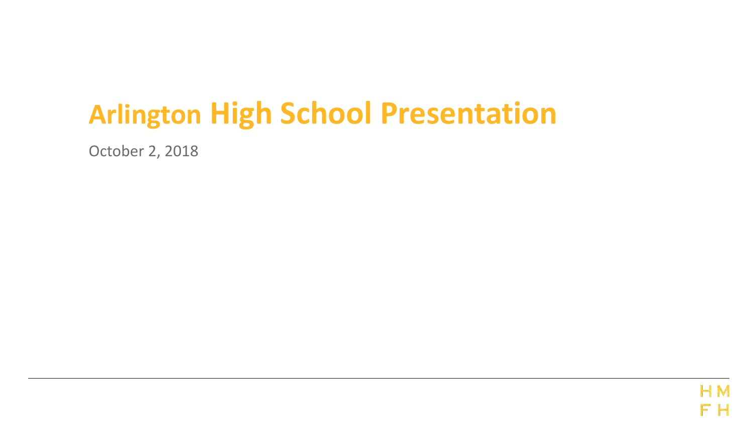# Arlington High School Presentation

October 2, 2018

HM
FH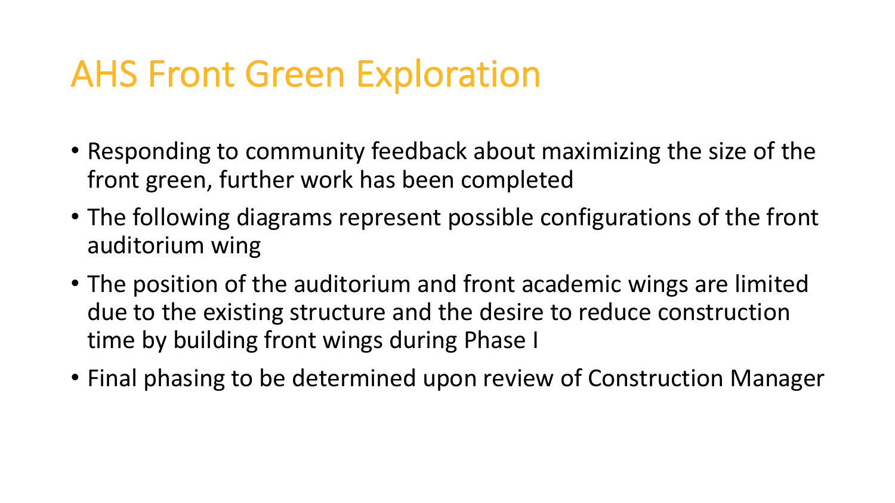# AHS Front Green Exploration

- Responding to community feedback about maximizing the size of the front green, further work has been completed
- The following diagrams represent possible configurations of the front auditorium wing
- The position of the auditorium and front academic wings are limited due to the existing structure and the desire to reduce construction time by building front wings during Phase I
- Final phasing to be determined upon review of Construction Manager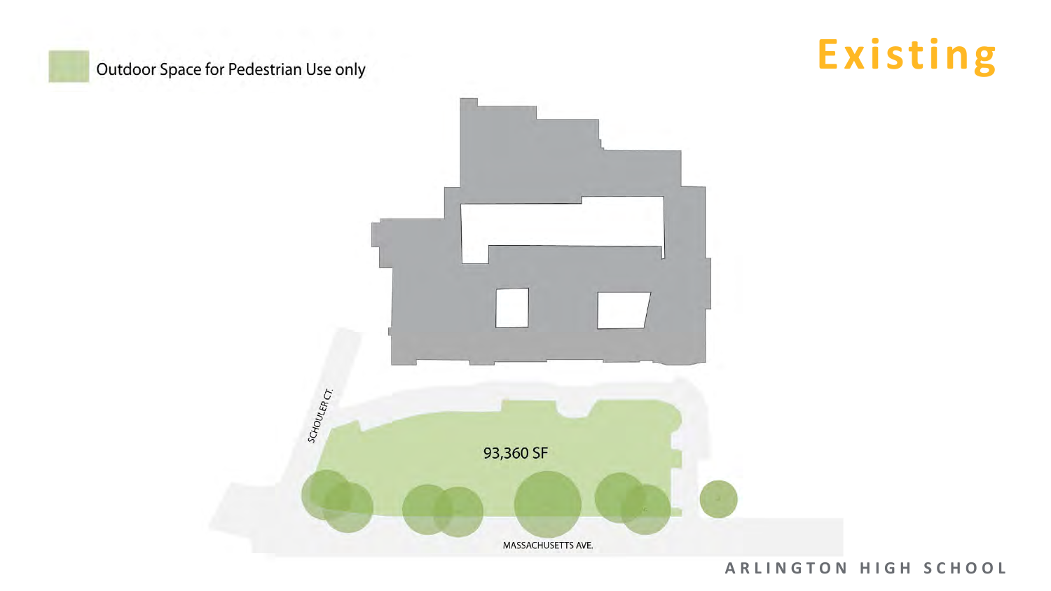# Existing

Outdoor Space for Pedestrian Use only

SCHOULER CT.

93,360 SF

MASSACHUSETTS AVE.

ARLINGTON HIGH SCHOOL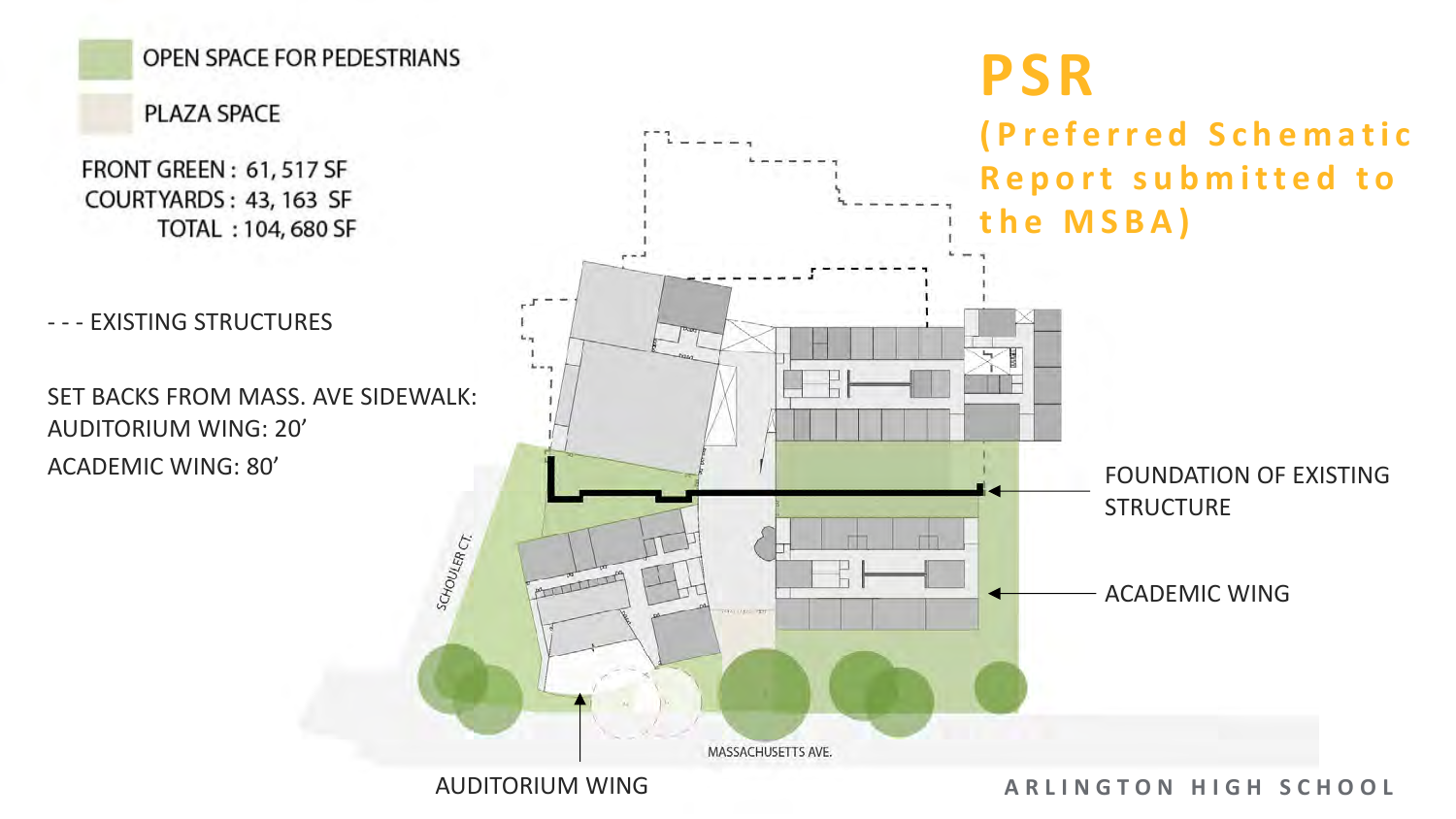# PSR

## (Preferred Schematic Report submitted to the MSBA)

OPEN SPACE FOR PEDESTRIANS

PLAZA SPACE

FRONT GREEN : 61, 517 SF
COURTYARDS : 43, 163 SF
TOTAL : 104, 680 SF

- - - EXISTING STRUCTURES

SET BACKS FROM MASS. AVE SIDEWALK:
AUDITORIUM WING: 20'
ACADEMIC WING: 80'

FOUNDATION OF EXISTING STRUCTURE

ACADEMIC WING

AUDITORIUM WING

SCHOULER CT.

MASSACHUSETTS AVE.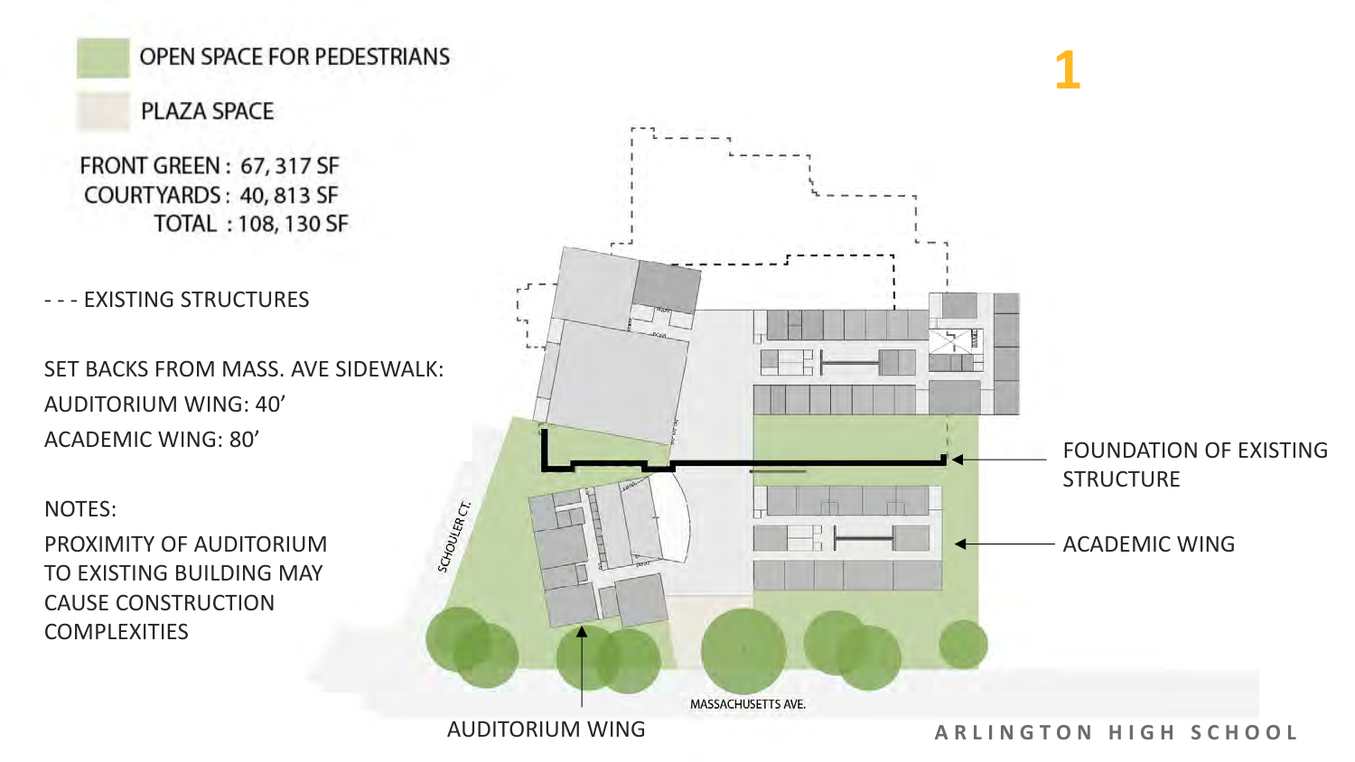# 1

OPEN SPACE FOR PEDESTRIANS

PLAZA SPACE

FRONT GREEN : 67, 317 SF
COURTYARDS : 40, 813 SF
TOTAL : 108, 130 SF

- - - EXISTING STRUCTURES

SET BACKS FROM MASS. AVE SIDEWALK:
AUDITORIUM WING: 40'
ACADEMIC WING: 80'

NOTES:
PROXIMITY OF AUDITORIUM TO EXISTING BUILDING MAY CAUSE CONSTRUCTION COMPLEXITIES

FOUNDATION OF EXISTING STRUCTURE

ACADEMIC WING

SCHOULER CT.

MASSACHUSETTS AVE.

AUDITORIUM WING

ARLINGTON HIGH SCHOOL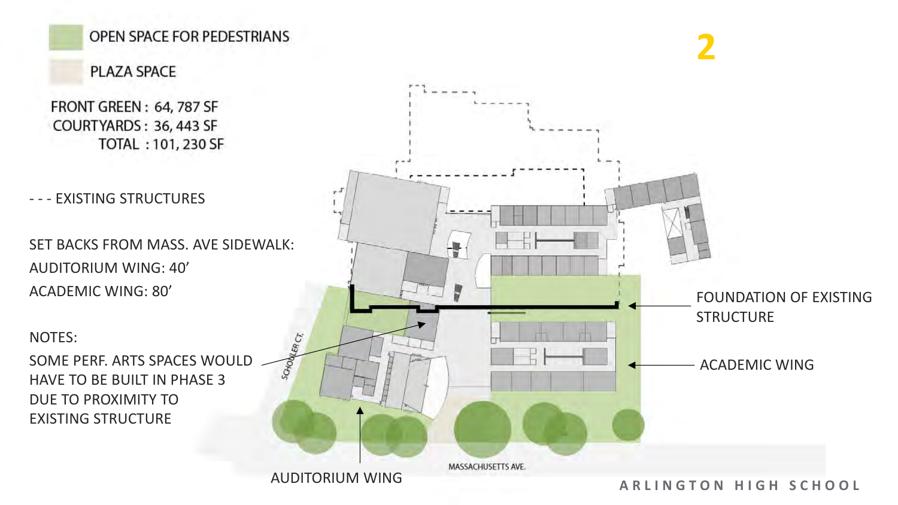# 2

OPEN SPACE FOR PEDESTRIANS

PLAZA SPACE

FRONT GREEN : 64, 787 SF
COURTYARDS : 36, 443 SF
TOTAL : 101, 230 SF

- - - EXISTING STRUCTURES

SET BACKS FROM MASS. AVE SIDEWALK:
AUDITORIUM WING: 40’
ACADEMIC WING: 80’

NOTES:
SOME PERF. ARTS SPACES WOULD HAVE TO BE BUILT IN PHASE 3 DUE TO PROXIMITY TO EXISTING STRUCTURE

FOUNDATION OF EXISTING STRUCTURE

ACADEMIC WING

AUDITORIUM WING

SCHOULER CT.

MASSACHUSETTS AVE.

ARLINGTON HIGH SCHOOL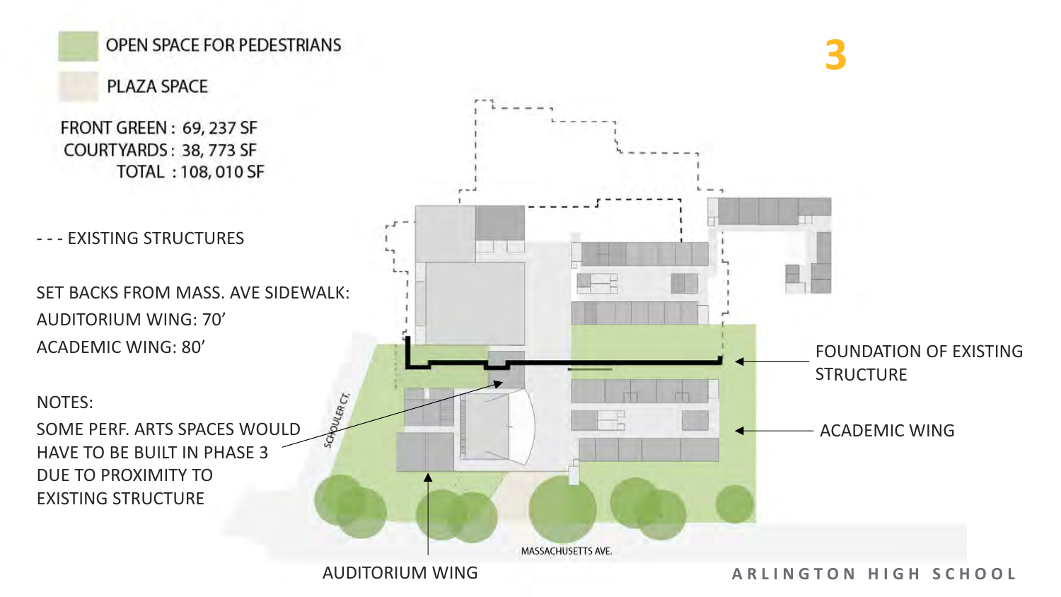# 3

OPEN SPACE FOR PEDESTRIANS

PLAZA SPACE

FRONT GREEN : 69, 237 SF
COURTYARDS : 38, 773 SF
TOTAL : 108, 010 SF

- - - EXISTING STRUCTURES

SET BACKS FROM MASS. AVE SIDEWALK:
AUDITORIUM WING: 70’
ACADEMIC WING: 80’

NOTES:
SOME PERF. ARTS SPACES WOULD HAVE TO BE BUILT IN PHASE 3 DUE TO PROXIMITY TO EXISTING STRUCTURE

FOUNDATION OF EXISTING STRUCTURE

ACADEMIC WING

AUDITORIUM WING

SCHOULER CT.

MASSACHUSETTS AVE.

ARLINGTON HIGH SCHOOL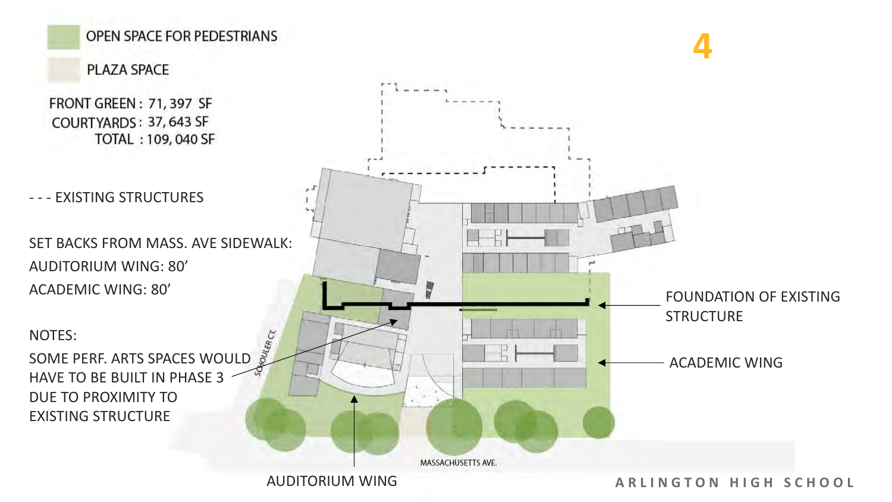# 4

OPEN SPACE FOR PEDESTRIANS

PLAZA SPACE

FRONT GREEN : 71, 397 SF
COURTYARDS : 37, 643 SF
TOTAL : 109, 040 SF

- - - EXISTING STRUCTURES

SET BACKS FROM MASS. AVE SIDEWALK:
AUDITORIUM WING: 80’
ACADEMIC WING: 80’

NOTES:
SOME PERF. ARTS SPACES WOULD HAVE TO BE BUILT IN PHASE 3 DUE TO PROXIMITY TO EXISTING STRUCTURE

FOUNDATION OF EXISTING STRUCTURE

ACADEMIC WING

AUDITORIUM WING

SCHOULER CT.

MASSACHUSETTS AVE.

ARLINGTON HIGH SCHOOL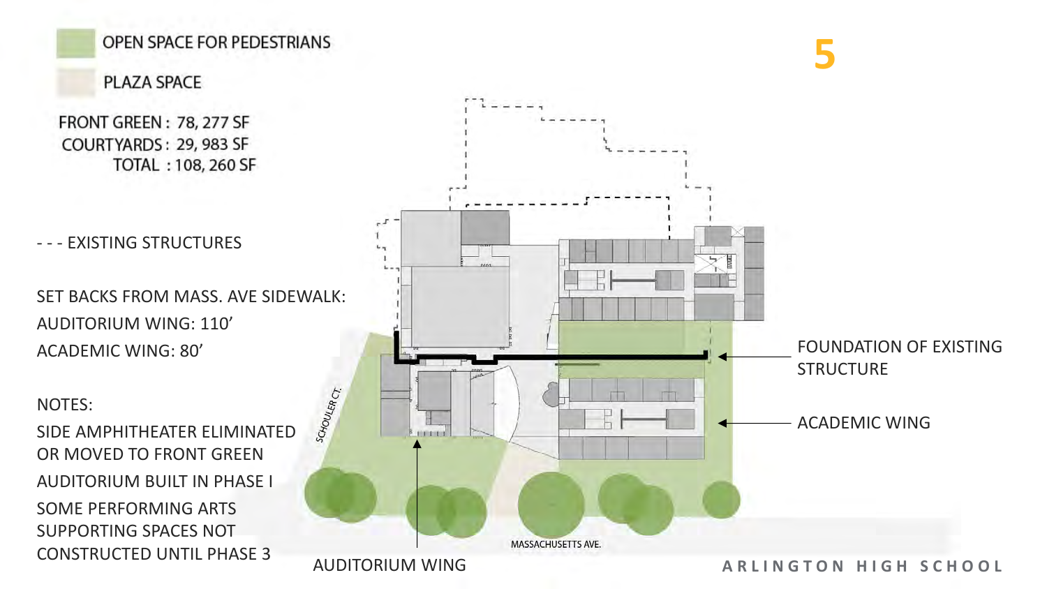5

OPEN SPACE FOR PEDESTRIANS

PLAZA SPACE

FRONT GREEN : 78, 277 SF
COURTYARDS : 29, 983 SF
TOTAL : 108, 260 SF

- - - EXISTING STRUCTURES

SET BACKS FROM MASS. AVE SIDEWALK:
AUDITORIUM WING: 110'
ACADEMIC WING: 80'

NOTES:

SIDE AMPHITHEATER ELIMINATED OR MOVED TO FRONT GREEN

AUDITORIUM BUILT IN PHASE I

SOME PERFORMING ARTS SUPPORTING SPACES NOT CONSTRUCTED UNTIL PHASE 3

FOUNDATION OF EXISTING STRUCTURE

ACADEMIC WING

AUDITORIUM WING

SCHOULER CT.

MASSACHUSETTS AVE.

ARLINGTON HIGH SCHOOL